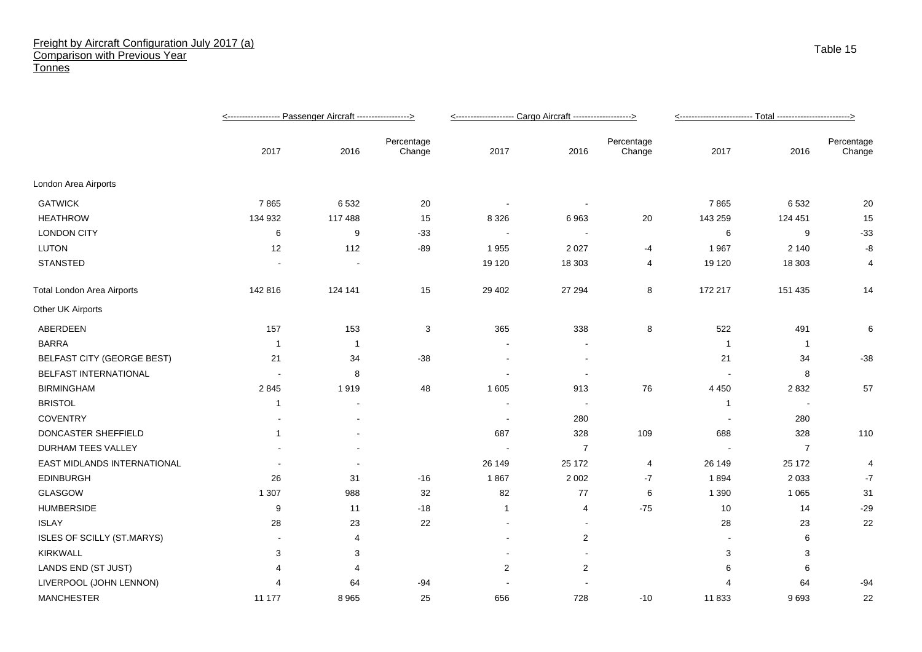## Freight by Aircraft Configuration July 2017 (a)
## Comparison with Previous Year
## Tonnes

Table 15

| | Passenger Aircraft | | | Cargo Aircraft | | | Total | | |
|---|---|---|---|---|---|---|---|---|---|
| | 2017 | 2016 | Percentage Change | 2017 | 2016 | Percentage Change | 2017 | 2016 | Percentage Change |
| London Area Airports | | | | | | | | | |
| GATWICK | 7 865 | 6 532 | 20 | - | - | | 7 865 | 6 532 | 20 |
| HEATHROW | 134 932 | 117 488 | 15 | 8 326 | 6 963 | 20 | 143 259 | 124 451 | 15 |
| LONDON CITY | 6 | 9 | -33 | - | - | | 6 | 9 | -33 |
| LUTON | 12 | 112 | -89 | 1 955 | 2 027 | -4 | 1 967 | 2 140 | -8 |
| STANSTED | - | - | | 19 120 | 18 303 | 4 | 19 120 | 18 303 | 4 |
| Total London Area Airports | 142 816 | 124 141 | 15 | 29 402 | 27 294 | 8 | 172 217 | 151 435 | 14 |
| Other UK Airports | | | | | | | | | |
| ABERDEEN | 157 | 153 | 3 | 365 | 338 | 8 | 522 | 491 | 6 |
| BARRA | 1 | 1 | | - | - | | 1 | 1 | |
| BELFAST CITY (GEORGE BEST) | 21 | 34 | -38 | - | - | | 21 | 34 | -38 |
| BELFAST INTERNATIONAL | - | 8 | | - | - | | - | 8 | |
| BIRMINGHAM | 2 845 | 1 919 | 48 | 1 605 | 913 | 76 | 4 450 | 2 832 | 57 |
| BRISTOL | 1 | - | | - | - | | 1 | - | |
| COVENTRY | - | - | | - | 280 | | - | 280 | |
| DONCASTER SHEFFIELD | 1 | - | | 687 | 328 | 109 | 688 | 328 | 110 |
| DURHAM TEES VALLEY | - | - | | - | 7 | | - | 7 | |
| EAST MIDLANDS INTERNATIONAL | - | - | | 26 149 | 25 172 | 4 | 26 149 | 25 172 | 4 |
| EDINBURGH | 26 | 31 | -16 | 1 867 | 2 002 | -7 | 1 894 | 2 033 | -7 |
| GLASGOW | 1 307 | 988 | 32 | 82 | 77 | 6 | 1 390 | 1 065 | 31 |
| HUMBERSIDE | 9 | 11 | -18 | 1 | 4 | -75 | 10 | 14 | -29 |
| ISLAY | 28 | 23 | 22 | - | - | | 28 | 23 | 22 |
| ISLES OF SCILLY (ST.MARYS) | - | 4 | | - | 2 | | - | 6 | |
| KIRKWALL | 3 | 3 | | - | - | | 3 | 3 | |
| LANDS END (ST JUST) | 4 | 4 | | 2 | 2 | | 6 | 6 | |
| LIVERPOOL (JOHN LENNON) | 4 | 64 | -94 | - | - | | 4 | 64 | -94 |
| MANCHESTER | 11 177 | 8 965 | 25 | 656 | 728 | -10 | 11 833 | 9 693 | 22 |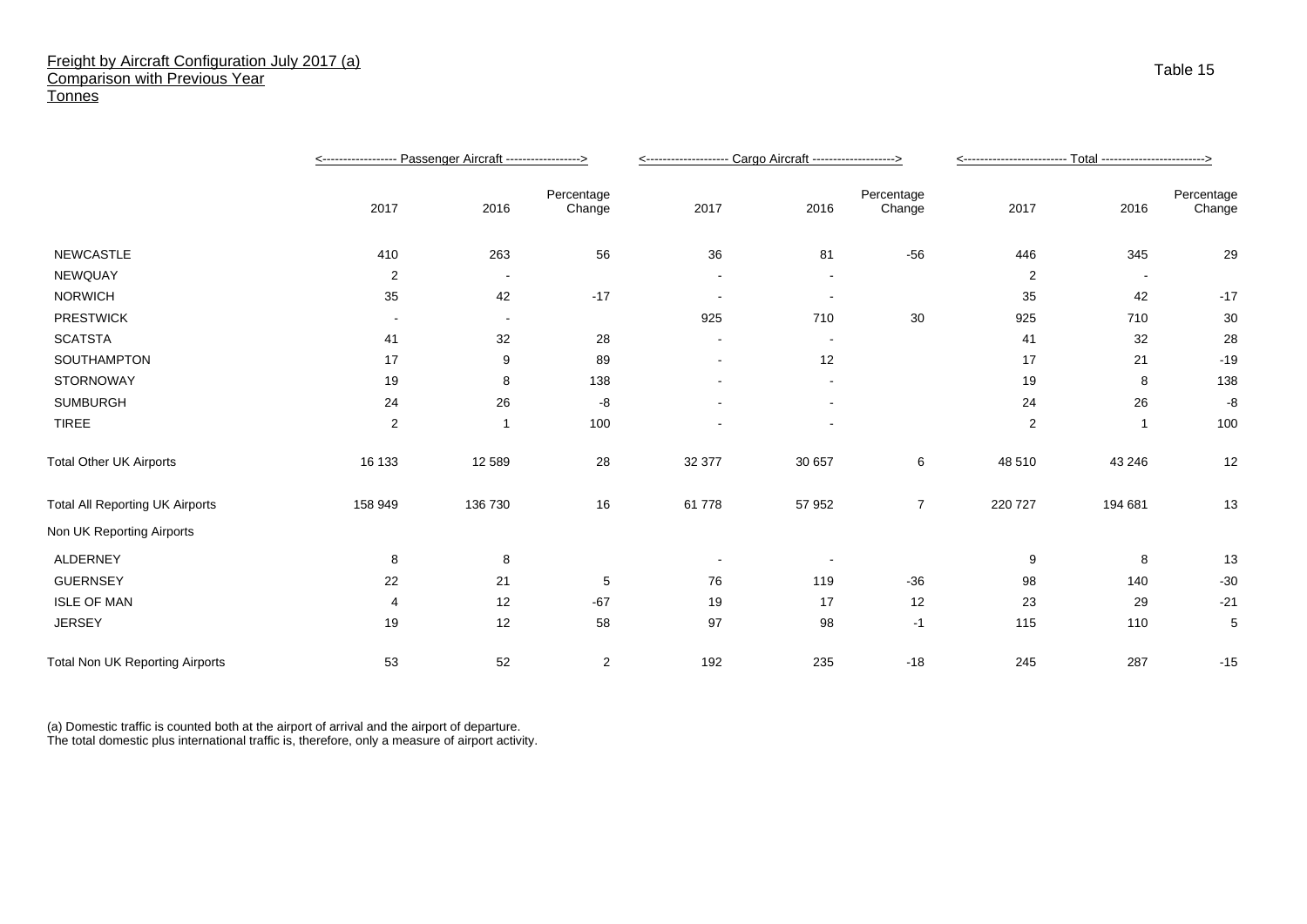Freight by Aircraft Configuration July 2017 (a)
Comparison with Previous Year
Tonnes

Table 15

| | Passenger Aircraft | | | Cargo Aircraft | | | Total | | |
|---|---|---|---|---|---|---|---|---|---|
| | 2017 | 2016 | Percentage Change | 2017 | 2016 | Percentage Change | 2017 | 2016 | Percentage Change |
| NEWCASTLE | 410 | 263 | 56 | 36 | 81 | -56 | 446 | 345 | 29 |
| NEWQUAY | 2 | - | | - | - | | 2 | - | |
| NORWICH | 35 | 42 | -17 | - | - | | 35 | 42 | -17 |
| PRESTWICK | - | - | | 925 | 710 | 30 | 925 | 710 | 30 |
| SCATSTA | 41 | 32 | 28 | - | - | | 41 | 32 | 28 |
| SOUTHAMPTON | 17 | 9 | 89 | - | 12 | | 17 | 21 | -19 |
| STORNOWAY | 19 | 8 | 138 | - | - | | 19 | 8 | 138 |
| SUMBURGH | 24 | 26 | -8 | - | - | | 24 | 26 | -8 |
| TIREE | 2 | 1 | 100 | - | - | | 2 | 1 | 100 |
| Total Other UK Airports | 16 133 | 12 589 | 28 | 32 377 | 30 657 | 6 | 48 510 | 43 246 | 12 |
| Total All Reporting UK Airports | 158 949 | 136 730 | 16 | 61 778 | 57 952 | 7 | 220 727 | 194 681 | 13 |
| Non UK Reporting Airports | | | | | | | | | |
| ALDERNEY | 8 | 8 | | - | - | | 9 | 8 | 13 |
| GUERNSEY | 22 | 21 | 5 | 76 | 119 | -36 | 98 | 140 | -30 |
| ISLE OF MAN | 4 | 12 | -67 | 19 | 17 | 12 | 23 | 29 | -21 |
| JERSEY | 19 | 12 | 58 | 97 | 98 | -1 | 115 | 110 | 5 |
| Total Non UK Reporting Airports | 53 | 52 | 2 | 192 | 235 | -18 | 245 | 287 | -15 |

(a) Domestic traffic is counted both at the airport of arrival and the airport of departure.
The total domestic plus international traffic is, therefore, only a measure of airport activity.